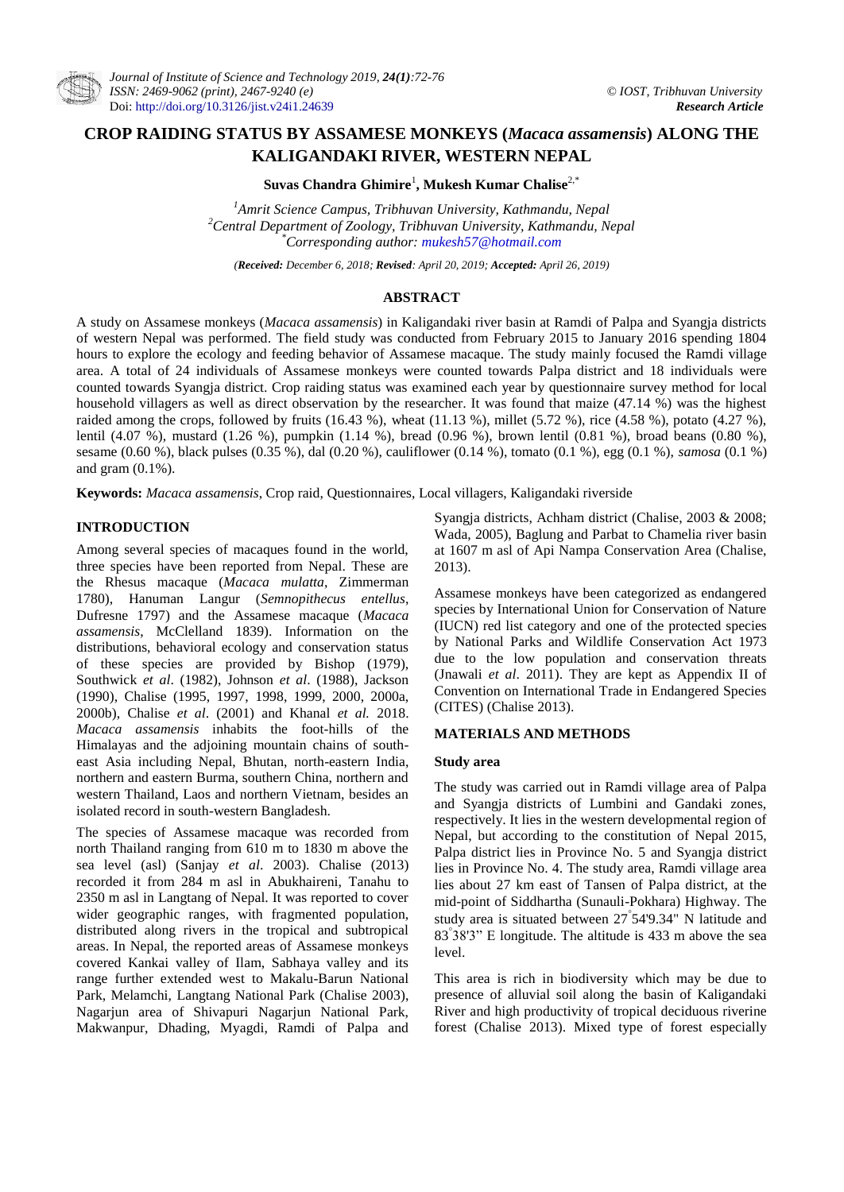# CROP RAIDING STATUS BY ASSAMESE MONKEYS (*Macaca assamensis*) ALONG THE KALIGANDAKI RIVER, WESTERN NEPAL

**Suvas Chandra Ghimire**[1], **Mukesh Kumar Chalise**[2,*]

[1]*Amrit Science Campus, Tribhuvan University, Kathmandu, Nepal*
[2]*Central Department of Zoology, Tribhuvan University, Kathmandu, Nepal*
[*]*Corresponding author: mukesh57@hotmail.com*

*(**Received:** December 6, 2018; **Revised**: April 20, 2019; **Accepted:** April 26, 2019)*

## ABSTRACT

A study on Assamese monkeys (*Macaca assamensis*) in Kaligandaki river basin at Ramdi of Palpa and Syangja districts of western Nepal was performed. The field study was conducted from February 2015 to January 2016 spending 1804 hours to explore the ecology and feeding behavior of Assamese macaque. The study mainly focused the Ramdi village area. A total of 24 individuals of Assamese monkeys were counted towards Palpa district and 18 individuals were counted towards Syangja district. Crop raiding status was examined each year by questionnaire survey method for local household villagers as well as direct observation by the researcher. It was found that maize (47.14 %) was the highest raided among the crops, followed by fruits (16.43 %), wheat (11.13 %), millet (5.72 %), rice (4.58 %), potato (4.27 %), lentil (4.07 %), mustard (1.26 %), pumpkin (1.14 %), bread (0.96 %), brown lentil (0.81 %), broad beans (0.80 %), sesame (0.60 %), black pulses (0.35 %), dal (0.20 %), cauliflower (0.14 %), tomato (0.1 %), egg (0.1 %), *samosa* (0.1 %) and gram (0.1%).

**Keywords:** *Macaca assamensis*, Crop raid, Questionnaires, Local villagers, Kaligandaki riverside

## INTRODUCTION

Among several species of macaques found in the world, three species have been reported from Nepal. These are the Rhesus macaque (*Macaca mulatta*, Zimmerman 1780), Hanuman Langur (*Semnopithecus entellus*, Dufresne 1797) and the Assamese macaque (*Macaca assamensis*, McClelland 1839). Information on the distributions, behavioral ecology and conservation status of these species are provided by Bishop (1979), Southwick *et al*. (1982), Johnson *et al*. (1988), Jackson (1990), Chalise (1995, 1997, 1998, 1999, 2000, 2000a, 2000b), Chalise *et al*. (2001) and Khanal *et al.* 2018. *Macaca assamensis* inhabits the foot-hills of the Himalayas and the adjoining mountain chains of south-east Asia including Nepal, Bhutan, north-eastern India, northern and eastern Burma, southern China, northern and western Thailand, Laos and northern Vietnam, besides an isolated record in south-western Bangladesh.

The species of Assamese macaque was recorded from north Thailand ranging from 610 m to 1830 m above the sea level (asl) (Sanjay *et al*. 2003). Chalise (2013) recorded it from 284 m asl in Abukhaireni, Tanahu to 2350 m asl in Langtang of Nepal. It was reported to cover wider geographic ranges, with fragmented population, distributed along rivers in the tropical and subtropical areas. In Nepal, the reported areas of Assamese monkeys covered Kankai valley of Ilam, Sabhaya valley and its range further extended west to Makalu-Barun National Park, Melamchi, Langtang National Park (Chalise 2003), Nagarjun area of Shivapuri Nagarjun National Park, Makwanpur, Dhading, Myagdi, Ramdi of Palpa and Syangja districts, Achham district (Chalise, 2003 & 2008; Wada, 2005), Baglung and Parbat to Chamelia river basin at 1607 m asl of Api Nampa Conservation Area (Chalise, 2013).

Assamese monkeys have been categorized as endangered species by International Union for Conservation of Nature (IUCN) red list category and one of the protected species by National Parks and Wildlife Conservation Act 1973 due to the low population and conservation threats (Jnawali *et al*. 2011). They are kept as Appendix II of Convention on International Trade in Endangered Species (CITES) (Chalise 2013).

## MATERIALS AND METHODS

### Study area

The study was carried out in Ramdi village area of Palpa and Syangja districts of Lumbini and Gandaki zones, respectively. It lies in the western developmental region of Nepal, but according to the constitution of Nepal 2015, Palpa district lies in Province No. 5 and Syangja district lies in Province No. 4. The study area, Ramdi village area lies about 27 km east of Tansen of Palpa district, at the mid-point of Siddhartha (Sunauli-Pokhara) Highway. The study area is situated between 27°54'9.34" N latitude and 83°38'3" E longitude. The altitude is 433 m above the sea level.

This area is rich in biodiversity which may be due to presence of alluvial soil along the basin of Kaligandaki River and high productivity of tropical deciduous riverine forest (Chalise 2013). Mixed type of forest especially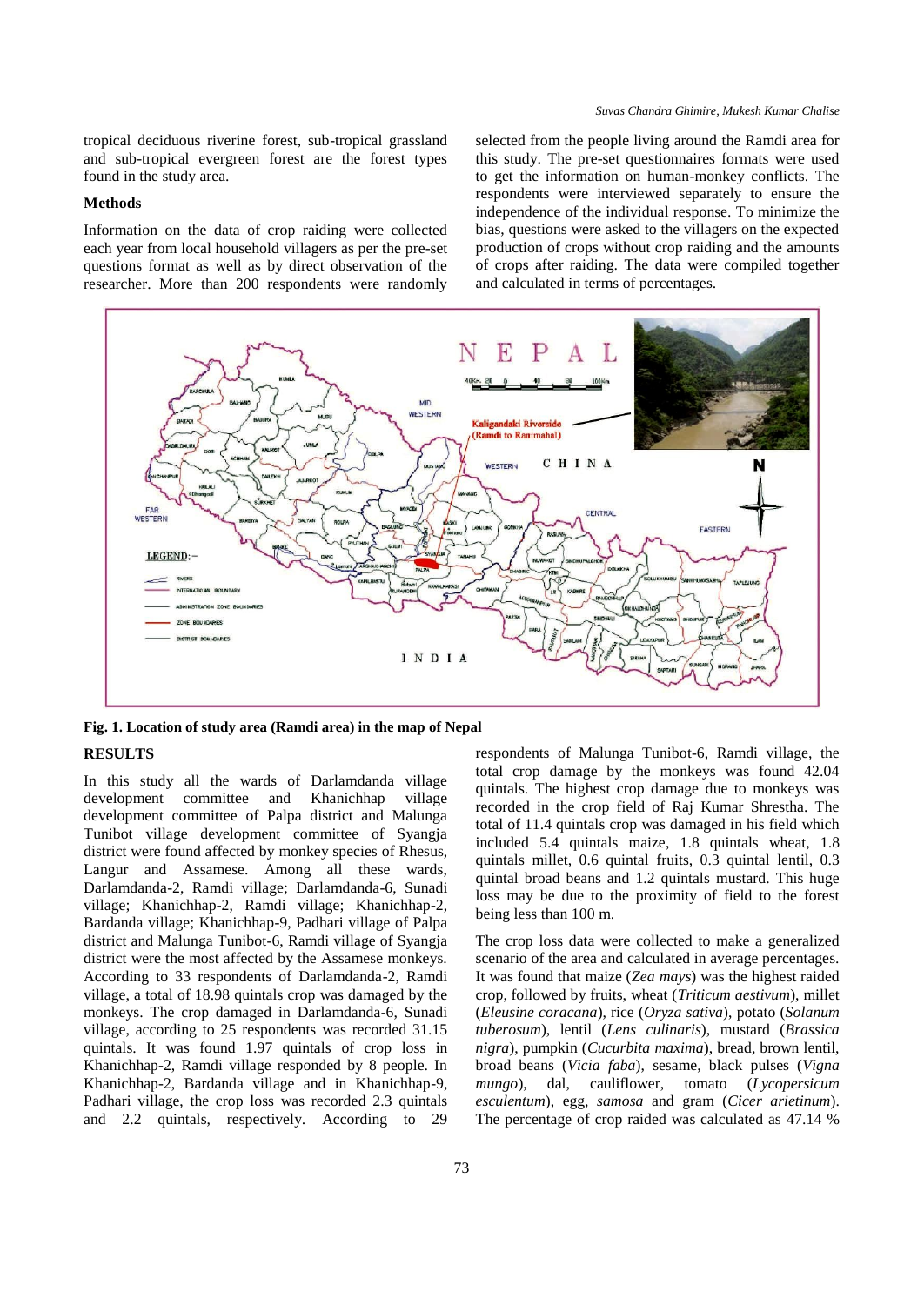tropical deciduous riverine forest, sub-tropical grassland and sub-tropical evergreen forest are the forest types found in the study area.

### Methods

Information on the data of crop raiding were collected each year from local household villagers as per the pre-set questions format as well as by direct observation of the researcher. More than 200 respondents were randomly selected from the people living around the Ramdi area for this study. The pre-set questionnaires formats were used to get the information on human-monkey conflicts. The respondents were interviewed separately to ensure the independence of the individual response. To minimize the bias, questions were asked to the villagers on the expected production of crops without crop raiding and the amounts of crops after raiding. The data were compiled together and calculated in terms of percentages.

**Fig. 1. Location of study area (Ramdi area) in the map of Nepal**

## RESULTS

In this study all the wards of Darlamdanda village development committee and Khanichhap village development committee of Palpa district and Malunga Tunibot village development committee of Syangja district were found affected by monkey species of Rhesus, Langur and Assamese. Among all these wards, Darlamdanda-2, Ramdi village; Darlamdanda-6, Sunadi village; Khanichhap-2, Ramdi village; Khanichhap-2, Bardanda village; Khanichhap-9, Padhari village of Palpa district and Malunga Tunibot-6, Ramdi village of Syangja district were the most affected by the Assamese monkeys. According to 33 respondents of Darlamdanda-2, Ramdi village, a total of 18.98 quintals crop was damaged by the monkeys. The crop damaged in Darlamdanda-6, Sunadi village, according to 25 respondents was recorded 31.15 quintals. It was found 1.97 quintals of crop loss in Khanichhap-2, Ramdi village responded by 8 people. In Khanichhap-2, Bardanda village and in Khanichhap-9, Padhari village, the crop loss was recorded 2.3 quintals and 2.2 quintals, respectively. According to 29 respondents of Malunga Tunibot-6, Ramdi village, the total crop damage by the monkeys was found 42.04 quintals. The highest crop damage due to monkeys was recorded in the crop field of Raj Kumar Shrestha. The total of 11.4 quintals crop was damaged in his field which included 5.4 quintals maize, 1.8 quintals wheat, 1.8 quintals millet, 0.6 quintal fruits, 0.3 quintal lentil, 0.3 quintal broad beans and 1.2 quintals mustard. This huge loss may be due to the proximity of field to the forest being less than 100 m.

The crop loss data were collected to make a generalized scenario of the area and calculated in average percentages. It was found that maize (*Zea mays*) was the highest raided crop, followed by fruits, wheat (*Triticum aestivum*), millet (*Eleusine coracana*), rice (*Oryza sativa*), potato (*Solanum tuberosum*), lentil (*Lens culinaris*), mustard (*Brassica nigra*), pumpkin (*Cucurbita maxima*), bread, brown lentil, broad beans (*Vicia faba*), sesame, black pulses (*Vigna mungo*), dal, cauliflower, tomato (*Lycopersicum esculentum*), egg, *samosa* and gram (*Cicer arietinum*). The percentage of crop raided was calculated as 47.14 %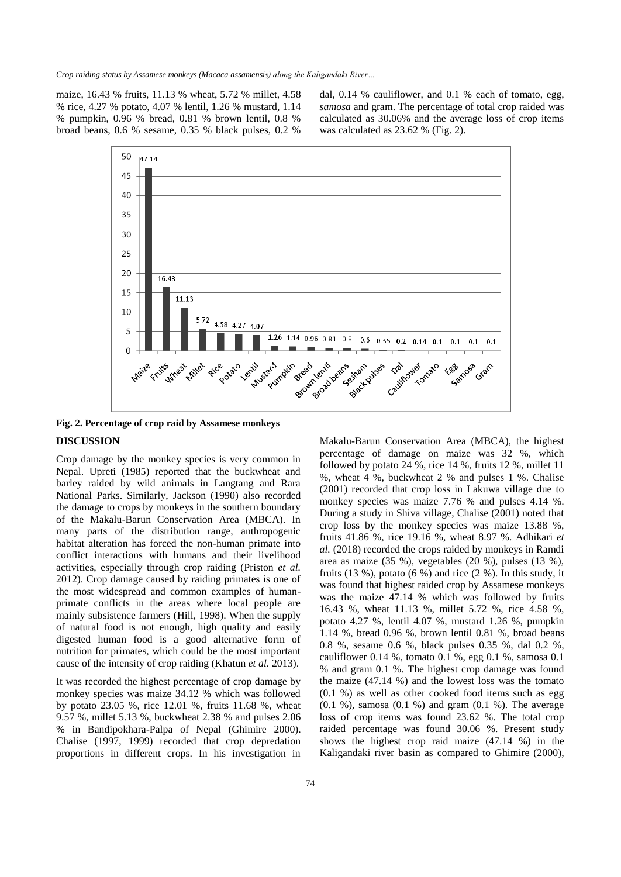maize, 16.43 % fruits, 11.13 % wheat, 5.72 % millet, 4.58 % rice, 4.27 % potato, 4.07 % lentil, 1.26 % mustard, 1.14 % pumpkin, 0.96 % bread, 0.81 % brown lentil, 0.8 % broad beans, 0.6 % sesame, 0.35 % black pulses, 0.2 % dal, 0.14 % cauliflower, and 0.1 % each of tomato, egg, *samosa* and gram. The percentage of total crop raided was calculated as 30.06% and the average loss of crop items was calculated as 23.62 % (Fig. 2).

**Fig. 2. Percentage of crop raid by Assamese monkeys**

## DISCUSSION

Crop damage by the monkey species is very common in Nepal. Upreti (1985) reported that the buckwheat and barley raided by wild animals in Langtang and Rara National Parks. Similarly, Jackson (1990) also recorded the damage to crops by monkeys in the southern boundary of the Makalu-Barun Conservation Area (MBCA). In many parts of the distribution range, anthropogenic habitat alteration has forced the non-human primate into conflict interactions with humans and their livelihood activities, especially through crop raiding (Priston *et al.* 2012). Crop damage caused by raiding primates is one of the most widespread and common examples of human-primate conflicts in the areas where local people are mainly subsistence farmers (Hill, 1998). When the supply of natural food is not enough, high quality and easily digested human food is a good alternative form of nutrition for primates, which could be the most important cause of the intensity of crop raiding (Khatun *et al.* 2013).

It was recorded the highest percentage of crop damage by monkey species was maize 34.12 % which was followed by potato 23.05 %, rice 12.01 %, fruits 11.68 %, wheat 9.57 %, millet 5.13 %, buckwheat 2.38 % and pulses 2.06 % in Bandipokhara-Palpa of Nepal (Ghimire 2000). Chalise (1997, 1999) recorded that crop depredation proportions in different crops. In his investigation in Makalu-Barun Conservation Area (MBCA), the highest percentage of damage on maize was 32 %, which followed by potato 24 %, rice 14 %, fruits 12 %, millet 11 %, wheat 4 %, buckwheat 2 % and pulses 1 %. Chalise (2001) recorded that crop loss in Lakuwa village due to monkey species was maize 7.76 % and pulses 4.14 %. During a study in Shiva village, Chalise (2001) noted that crop loss by the monkey species was maize 13.88 %, fruits 41.86 %, rice 19.16 %, wheat 8.97 %. Adhikari *et al.* (2018) recorded the crops raided by monkeys in Ramdi area as maize (35 %), vegetables (20 %), pulses (13 %), fruits (13 %), potato (6 %) and rice (2 %). In this study, it was found that highest raided crop by Assamese monkeys was the maize 47.14 % which was followed by fruits 16.43 %, wheat 11.13 %, millet 5.72 %, rice 4.58 %, potato 4.27 %, lentil 4.07 %, mustard 1.26 %, pumpkin 1.14 %, bread 0.96 %, brown lentil 0.81 %, broad beans 0.8 %, sesame 0.6 %, black pulses 0.35 %, dal 0.2 %, cauliflower 0.14 %, tomato 0.1 %, egg 0.1 %, samosa 0.1 % and gram 0.1 %. The highest crop damage was found the maize (47.14 %) and the lowest loss was the tomato (0.1 %) as well as other cooked food items such as egg (0.1 %), samosa (0.1 %) and gram (0.1 %). The average loss of crop items was found 23.62 %. The total crop raided percentage was found 30.06 %. Present study shows the highest crop raid maize (47.14 %) in the Kaligandaki river basin as compared to Ghimire (2000),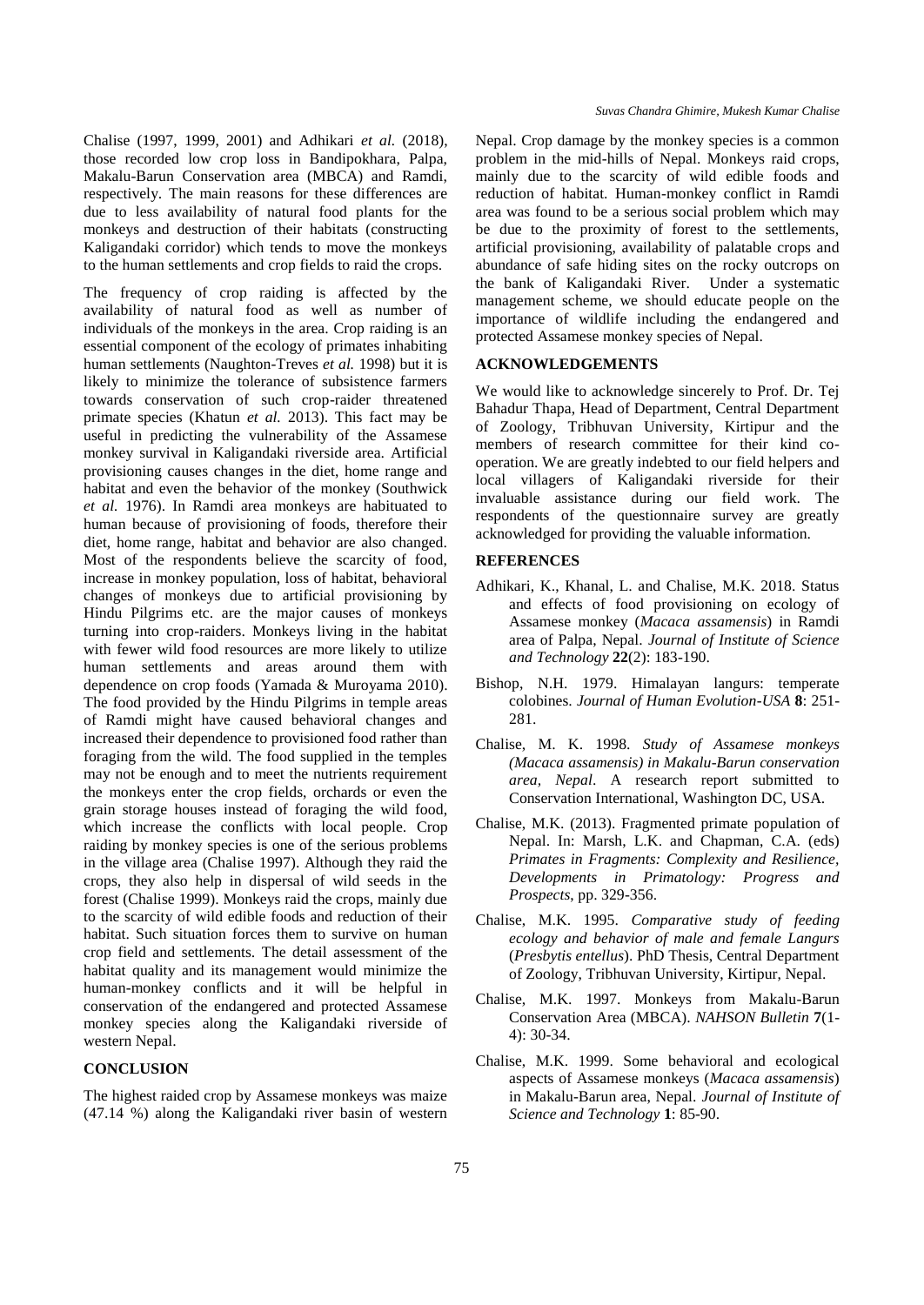Chalise (1997, 1999, 2001) and Adhikari *et al.* (2018), those recorded low crop loss in Bandipokhara, Palpa, Makalu-Barun Conservation area (MBCA) and Ramdi, respectively. The main reasons for these differences are due to less availability of natural food plants for the monkeys and destruction of their habitats (constructing Kaligandaki corridor) which tends to move the monkeys to the human settlements and crop fields to raid the crops.

The frequency of crop raiding is affected by the availability of natural food as well as number of individuals of the monkeys in the area. Crop raiding is an essential component of the ecology of primates inhabiting human settlements (Naughton-Treves *et al.* 1998) but it is likely to minimize the tolerance of subsistence farmers towards conservation of such crop-raider threatened primate species (Khatun *et al.* 2013). This fact may be useful in predicting the vulnerability of the Assamese monkey survival in Kaligandaki riverside area. Artificial provisioning causes changes in the diet, home range and habitat and even the behavior of the monkey (Southwick *et al.* 1976). In Ramdi area monkeys are habituated to human because of provisioning of foods, therefore their diet, home range, habitat and behavior are also changed. Most of the respondents believe the scarcity of food, increase in monkey population, loss of habitat, behavioral changes of monkeys due to artificial provisioning by Hindu Pilgrims etc. are the major causes of monkeys turning into crop-raiders. Monkeys living in the habitat with fewer wild food resources are more likely to utilize human settlements and areas around them with dependence on crop foods (Yamada & Muroyama 2010). The food provided by the Hindu Pilgrims in temple areas of Ramdi might have caused behavioral changes and increased their dependence to provisioned food rather than foraging from the wild. The food supplied in the temples may not be enough and to meet the nutrients requirement the monkeys enter the crop fields, orchards or even the grain storage houses instead of foraging the wild food, which increase the conflicts with local people. Crop raiding by monkey species is one of the serious problems in the village area (Chalise 1997). Although they raid the crops, they also help in dispersal of wild seeds in the forest (Chalise 1999). Monkeys raid the crops, mainly due to the scarcity of wild edible foods and reduction of their habitat. Such situation forces them to survive on human crop field and settlements. The detail assessment of the habitat quality and its management would minimize the human-monkey conflicts and it will be helpful in conservation of the endangered and protected Assamese monkey species along the Kaligandaki riverside of western Nepal.

## CONCLUSION

The highest raided crop by Assamese monkeys was maize (47.14 %) along the Kaligandaki river basin of western Nepal. Crop damage by the monkey species is a common problem in the mid-hills of Nepal. Monkeys raid crops, mainly due to the scarcity of wild edible foods and reduction of habitat. Human-monkey conflict in Ramdi area was found to be a serious social problem which may be due to the proximity of forest to the settlements, artificial provisioning, availability of palatable crops and abundance of safe hiding sites on the rocky outcrops on the bank of Kaligandaki River. Under a systematic management scheme, we should educate people on the importance of wildlife including the endangered and protected Assamese monkey species of Nepal.

## ACKNOWLEDGEMENTS

We would like to acknowledge sincerely to Prof. Dr. Tej Bahadur Thapa, Head of Department, Central Department of Zoology, Tribhuvan University, Kirtipur and the members of research committee for their kind co-operation. We are greatly indebted to our field helpers and local villagers of Kaligandaki riverside for their invaluable assistance during our field work. The respondents of the questionnaire survey are greatly acknowledged for providing the valuable information.

## REFERENCES

Adhikari, K., Khanal, L. and Chalise, M.K. 2018. Status and effects of food provisioning on ecology of Assamese monkey (*Macaca assamensis*) in Ramdi area of Palpa, Nepal. *Journal of Institute of Science and Technology* **22**(2): 183-190.

Bishop, N.H. 1979. Himalayan langurs: temperate colobines. *Journal of Human Evolution-USA* **8**: 251-281.

Chalise, M. K. 1998. *Study of Assamese monkeys (Macaca assamensis) in Makalu-Barun conservation area, Nepal*. A research report submitted to Conservation International, Washington DC, USA.

Chalise, M.K. (2013). Fragmented primate population of Nepal. In: Marsh, L.K. and Chapman, C.A. (eds) *Primates in Fragments: Complexity and Resilience, Developments in Primatology: Progress and Prospects*, pp. 329-356.

Chalise, M.K. 1995. *Comparative study of feeding ecology and behavior of male and female Langurs* (*Presbytis entellus*). PhD Thesis, Central Department of Zoology, Tribhuvan University, Kirtipur, Nepal.

Chalise, M.K. 1997. Monkeys from Makalu-Barun Conservation Area (MBCA). *NAHSON Bulletin* **7**(1-4): 30-34.

Chalise, M.K. 1999. Some behavioral and ecological aspects of Assamese monkeys (*Macaca assamensis*) in Makalu-Barun area, Nepal. *Journal of Institute of Science and Technology* **1**: 85-90.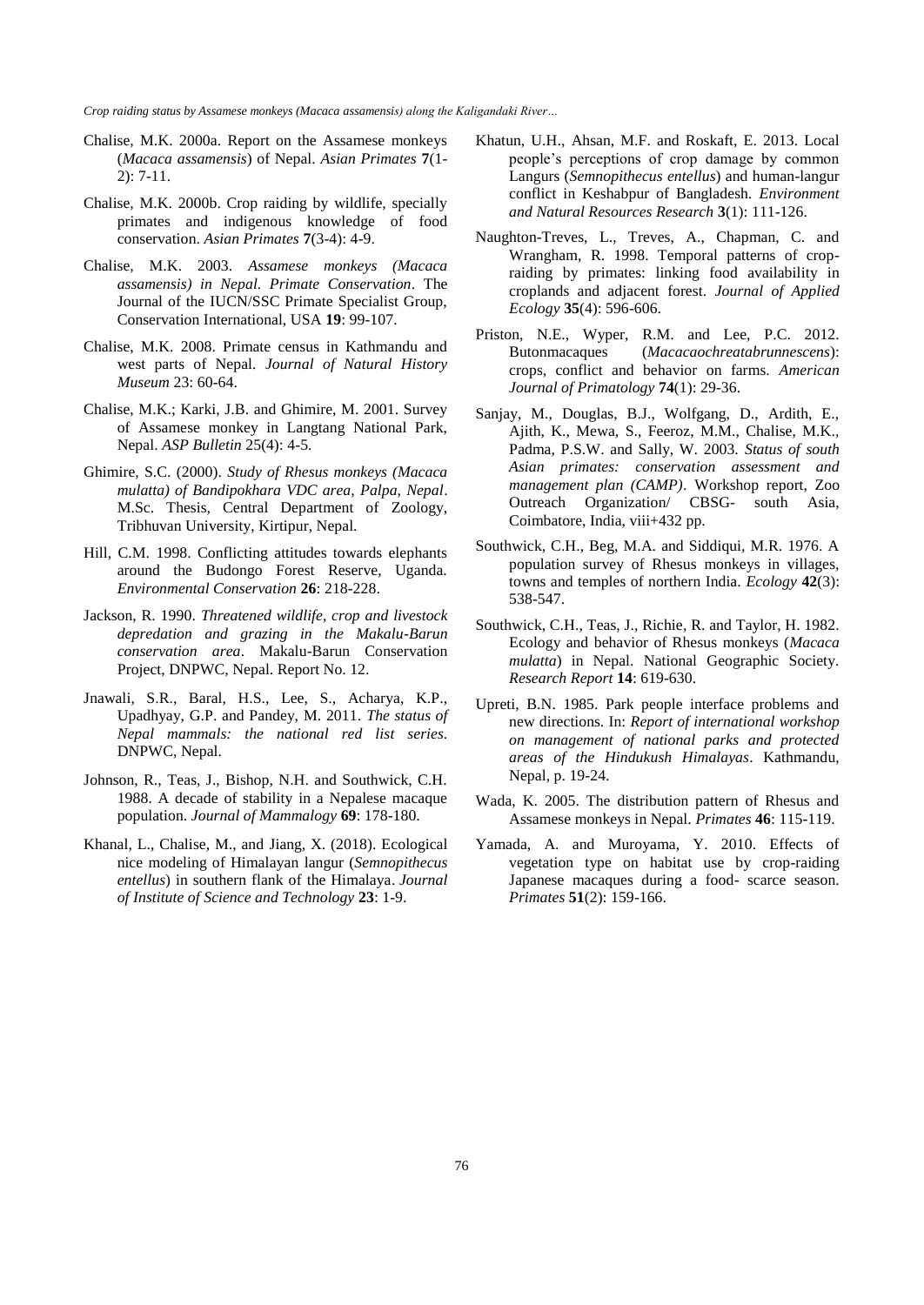Chalise, M.K. 2000a. Report on the Assamese monkeys (*Macaca assamensis*) of Nepal. *Asian Primates* **7**(1-2): 7-11.

Chalise, M.K. 2000b. Crop raiding by wildlife, specially primates and indigenous knowledge of food conservation. *Asian Primates* **7**(3-4): 4-9.

Chalise, M.K. 2003. *Assamese monkeys (Macaca assamensis) in Nepal. Primate Conservation*. The Journal of the IUCN/SSC Primate Specialist Group, Conservation International, USA **19**: 99-107.

Chalise, M.K. 2008. Primate census in Kathmandu and west parts of Nepal. *Journal of Natural History Museum* 23: 60-64.

Chalise, M.K.; Karki, J.B. and Ghimire, M. 2001. Survey of Assamese monkey in Langtang National Park, Nepal. *ASP Bulletin* 25(4): 4-5.

Ghimire, S.C. (2000). *Study of Rhesus monkeys (Macaca mulatta) of Bandipokhara VDC area, Palpa, Nepal*. M.Sc. Thesis, Central Department of Zoology, Tribhuvan University, Kirtipur, Nepal.

Hill, C.M. 1998. Conflicting attitudes towards elephants around the Budongo Forest Reserve, Uganda. *Environmental Conservation* **26**: 218-228.

Jackson, R. 1990. *Threatened wildlife, crop and livestock depredation and grazing in the Makalu-Barun conservation area*. Makalu-Barun Conservation Project, DNPWC, Nepal. Report No. 12.

Jnawali, S.R., Baral, H.S., Lee, S., Acharya, K.P., Upadhyay, G.P. and Pandey, M. 2011. *The status of Nepal mammals: the national red list series*. DNPWC, Nepal.

Johnson, R., Teas, J., Bishop, N.H. and Southwick, C.H. 1988. A decade of stability in a Nepalese macaque population. *Journal of Mammalogy* **69**: 178-180.

Khanal, L., Chalise, M., and Jiang, X. (2018). Ecological nice modeling of Himalayan langur (*Semnopithecus entellus*) in southern flank of the Himalaya. *Journal of Institute of Science and Technology* **23**: 1-9.

Khatun, U.H., Ahsan, M.F. and Roskaft, E. 2013. Local people's perceptions of crop damage by common Langurs (*Semnopithecus entellus*) and human-langur conflict in Keshabpur of Bangladesh. *Environment and Natural Resources Research* **3**(1): 111-126.

Naughton-Treves, L., Treves, A., Chapman, C. and Wrangham, R. 1998. Temporal patterns of crop-raiding by primates: linking food availability in croplands and adjacent forest. *Journal of Applied Ecology* **35**(4): 596-606.

Priston, N.E., Wyper, R.M. and Lee, P.C. 2012. Butonmacaques (*Macacaochreatabrunnescens*): crops, conflict and behavior on farms. *American Journal of Primatology* **74**(1): 29-36.

Sanjay, M., Douglas, B.J., Wolfgang, D., Ardith, E., Ajith, K., Mewa, S., Feeroz, M.M., Chalise, M.K., Padma, P.S.W. and Sally, W. 2003. *Status of south Asian primates: conservation assessment and management plan (CAMP)*. Workshop report, Zoo Outreach Organization/ CBSG- south Asia, Coimbatore, India, viii+432 pp.

Southwick, C.H., Beg, M.A. and Siddiqui, M.R. 1976. A population survey of Rhesus monkeys in villages, towns and temples of northern India. *Ecology* **42**(3): 538-547.

Southwick, C.H., Teas, J., Richie, R. and Taylor, H. 1982. Ecology and behavior of Rhesus monkeys (*Macaca mulatta*) in Nepal. National Geographic Society. *Research Report* **14**: 619-630.

Upreti, B.N. 1985. Park people interface problems and new directions. In: *Report of international workshop on management of national parks and protected areas of the Hindukush Himalayas*. Kathmandu, Nepal, p. 19-24.

Wada, K. 2005. The distribution pattern of Rhesus and Assamese monkeys in Nepal. *Primates* **46**: 115-119.

Yamada, A. and Muroyama, Y. 2010. Effects of vegetation type on habitat use by crop-raiding Japanese macaques during a food- scarce season. *Primates* **51**(2): 159-166.